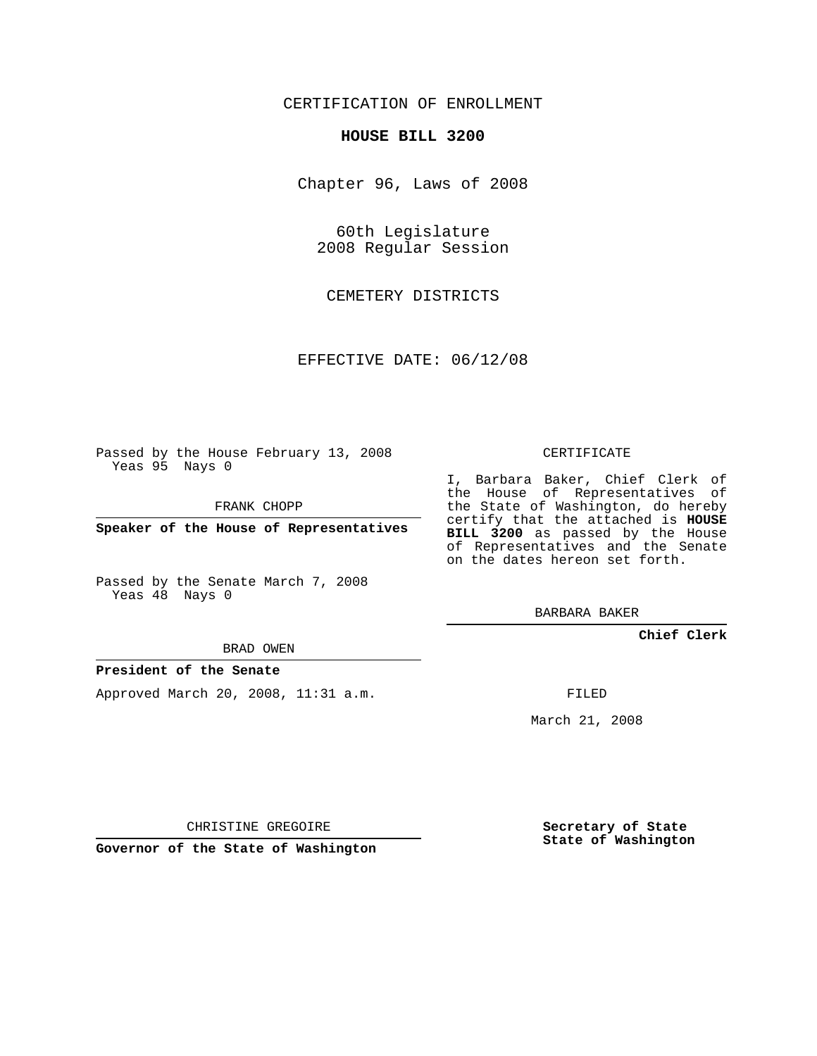CERTIFICATION OF ENROLLMENT

**HOUSE BILL 3200**

Chapter 96, Laws of 2008

60th Legislature
2008 Regular Session

CEMETERY DISTRICTS

EFFECTIVE DATE: 06/12/08

Passed by the House February 13, 2008
Yeas 95 Nays 0

FRANK CHOPP

**Speaker of the House of Representatives**

Passed by the Senate March 7, 2008
Yeas 48 Nays 0

BRAD OWEN

**President of the Senate**

Approved March 20, 2008, 11:31 a.m.

CHRISTINE GREGOIRE

**Governor of the State of Washington**

CERTIFICATE

I, Barbara Baker, Chief Clerk of the House of Representatives of the State of Washington, do hereby certify that the attached is **HOUSE BILL 3200** as passed by the House of Representatives and the Senate on the dates hereon set forth.

BARBARA BAKER

**Chief Clerk**

FILED

March 21, 2008

**Secretary of State**
**State of Washington**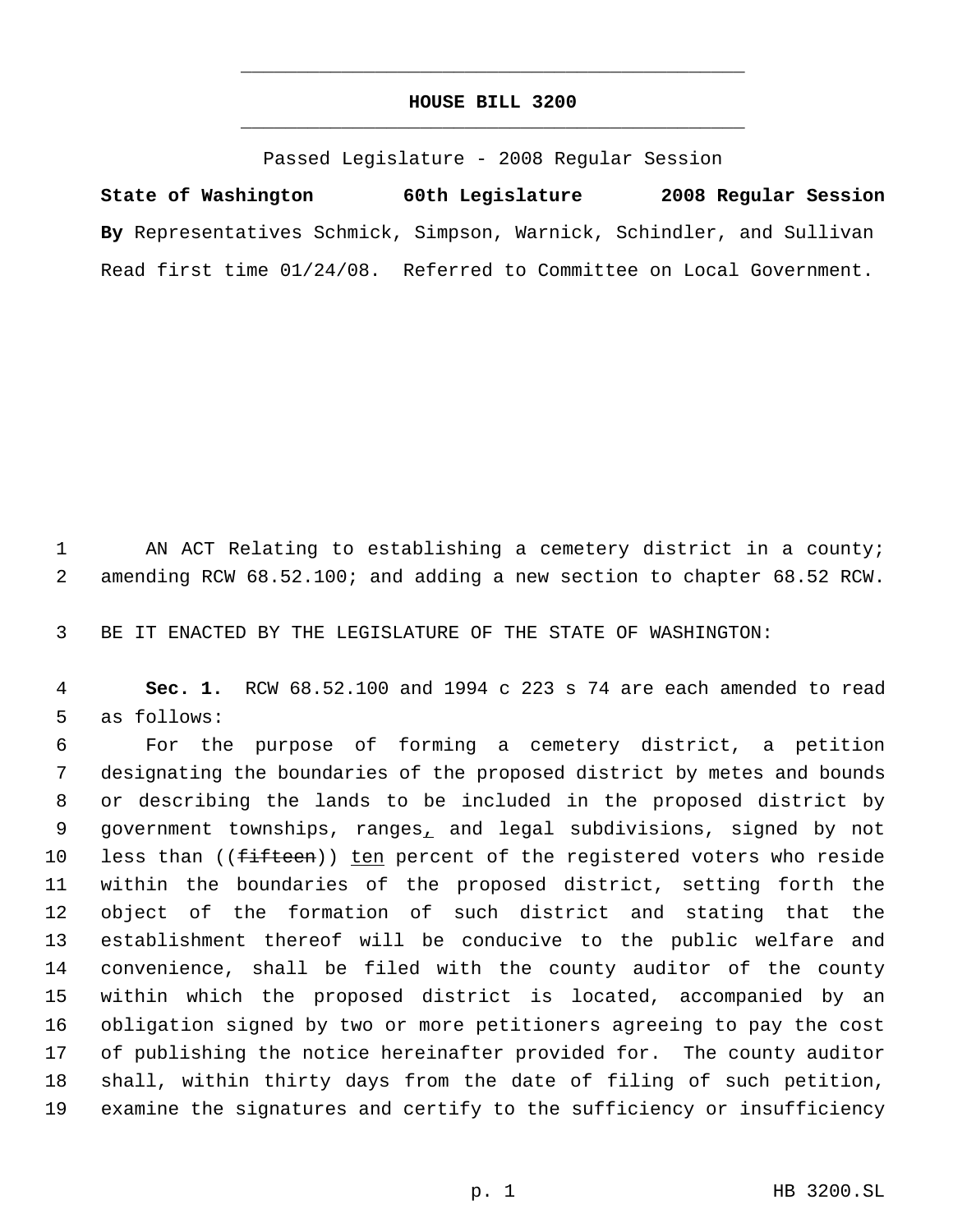# HOUSE BILL 3200

Passed Legislature - 2008 Regular Session

**State of Washington 60th Legislature 2008 Regular Session**

**By** Representatives Schmick, Simpson, Warnick, Schindler, and Sullivan

Read first time 01/24/08. Referred to Committee on Local Government.

1 AN ACT Relating to establishing a cemetery district in a county;
2 amending RCW 68.52.100; and adding a new section to chapter 68.52 RCW.

3 BE IT ENACTED BY THE LEGISLATURE OF THE STATE OF WASHINGTON:

4 **Sec. 1.** RCW 68.52.100 and 1994 c 223 s 74 are each amended to read
5 as follows:

6 For the purpose of forming a cemetery district, a petition
7 designating the boundaries of the proposed district by metes and bounds
8 or describing the lands to be included in the proposed district by
9 government townships, ranges, and legal subdivisions, signed by not
10 less than ((~~fifteen~~)) ten percent of the registered voters who reside
11 within the boundaries of the proposed district, setting forth the
12 object of the formation of such district and stating that the
13 establishment thereof will be conducive to the public welfare and
14 convenience, shall be filed with the county auditor of the county
15 within which the proposed district is located, accompanied by an
16 obligation signed by two or more petitioners agreeing to pay the cost
17 of publishing the notice hereinafter provided for. The county auditor
18 shall, within thirty days from the date of filing of such petition,
19 examine the signatures and certify to the sufficiency or insufficiency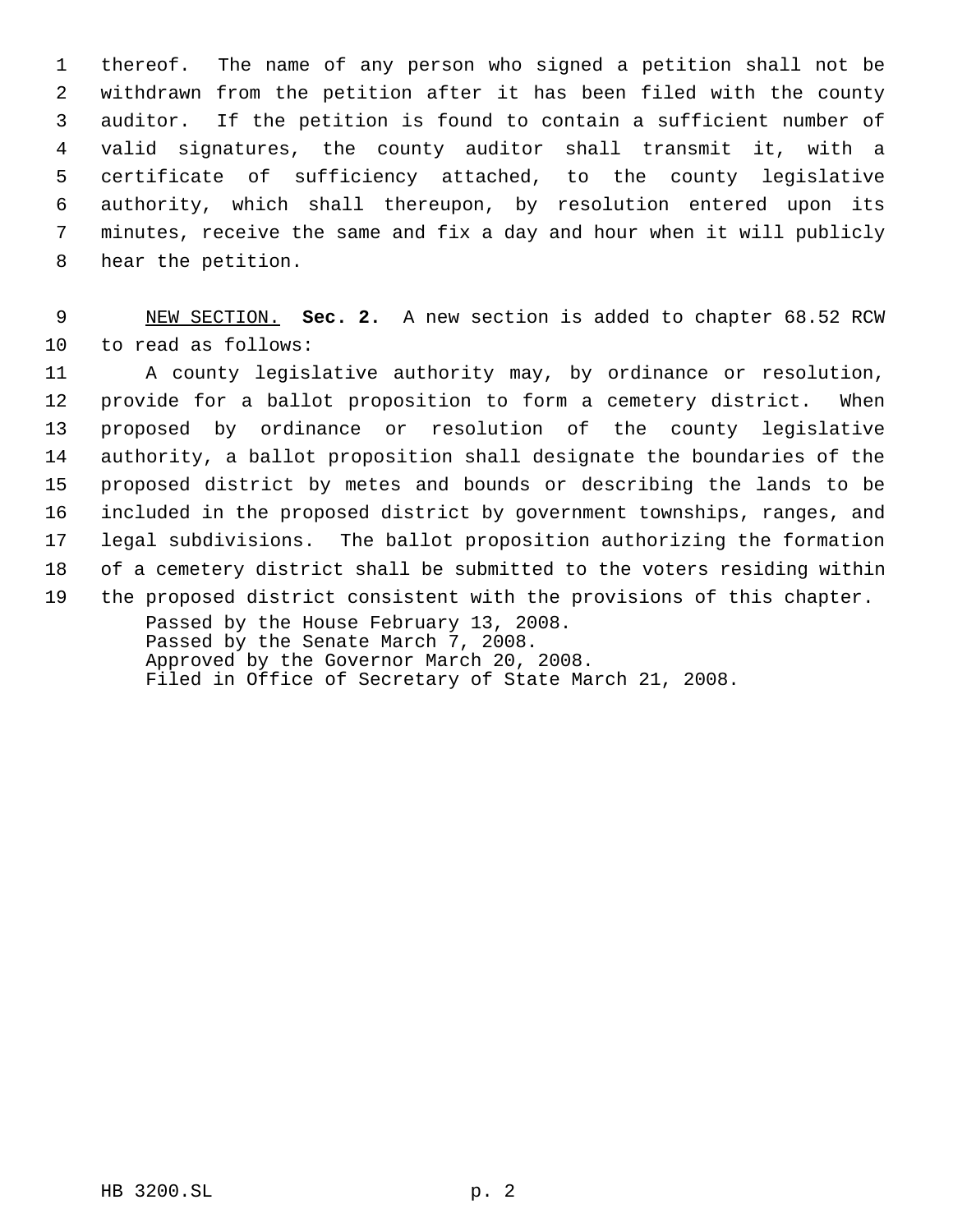thereof. The name of any person who signed a petition shall not be withdrawn from the petition after it has been filed with the county auditor. If the petition is found to contain a sufficient number of valid signatures, the county auditor shall transmit it, with a certificate of sufficiency attached, to the county legislative authority, which shall thereupon, by resolution entered upon its minutes, receive the same and fix a day and hour when it will publicly hear the petition.

NEW SECTION. **Sec. 2.** A new section is added to chapter 68.52 RCW to read as follows:

A county legislative authority may, by ordinance or resolution, provide for a ballot proposition to form a cemetery district. When proposed by ordinance or resolution of the county legislative authority, a ballot proposition shall designate the boundaries of the proposed district by metes and bounds or describing the lands to be included in the proposed district by government townships, ranges, and legal subdivisions. The ballot proposition authorizing the formation of a cemetery district shall be submitted to the voters residing within the proposed district consistent with the provisions of this chapter.

Passed by the House February 13, 2008.
Passed by the Senate March 7, 2008.
Approved by the Governor March 20, 2008.
Filed in Office of Secretary of State March 21, 2008.